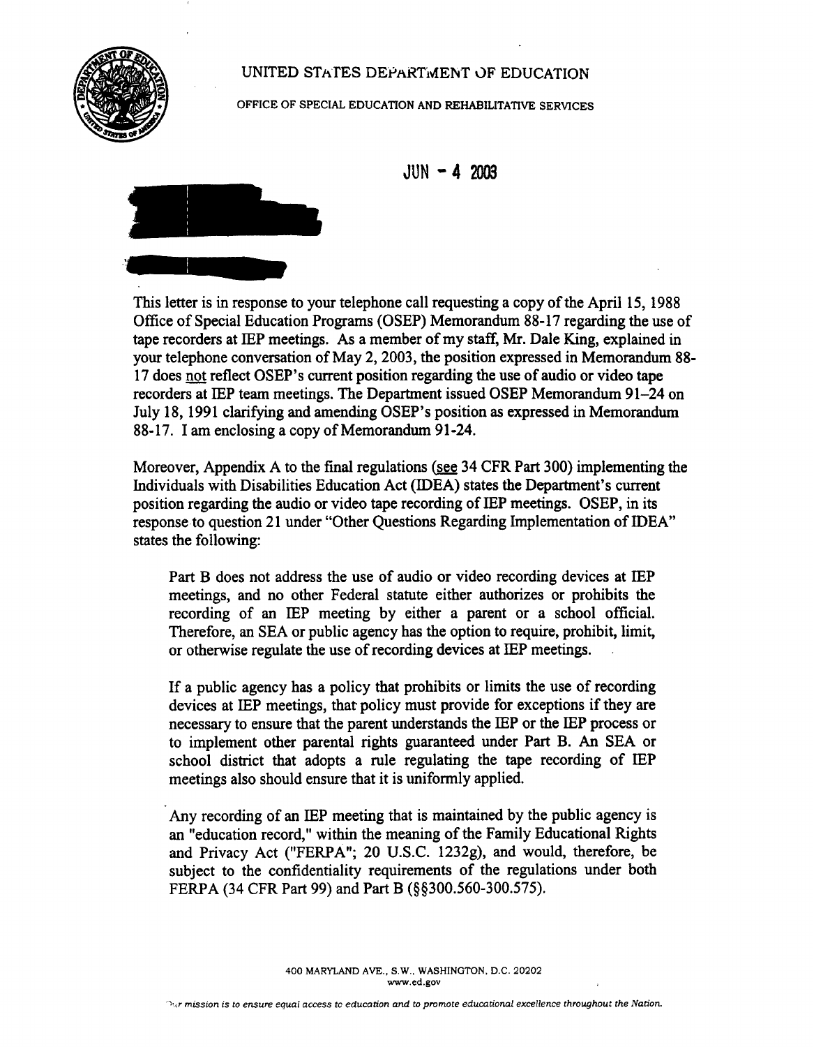UNITED STATES DEPARTMENT OF EDUCATION

OFFICE OF SPECIAL EDUCATION AND REHABILITATIVE SERVICES

JUN - 4 2003

This letter is in response to your telephone call requesting a copy of the April 15, 1988 Office of Special Education Programs (OSEP) Memorandum 88-17 regarding the use of tape recorders at IEP meetings. As a member of my staff, Mr. Dale King, explained in your telephone conversation of May 2, 2003, the position expressed in Memorandum 88-17 does not reflect OSEP's current position regarding the use of audio or video tape recorders at IEP team meetings. The Department issued OSEP Memorandum 91-24 on July 18, 1991 clarifying and amending OSEP's position as expressed in Memorandum 88-17. I am enclosing a copy of Memorandum 91-24.

Moreover, Appendix A to the final regulations (see 34 CFR Part 300) implementing the Individuals with Disabilities Education Act (IDEA) states the Department's current position regarding the audio or video tape recording of IEP meetings. OSEP, in its response to question 21 under "Other Questions Regarding Implementation of IDEA" states the following:

> Part B does not address the use of audio or video recording devices at IEP meetings, and no other Federal statute either authorizes or prohibits the recording of an IEP meeting by either a parent or a school official. Therefore, an SEA or public agency has the option to require, prohibit, limit, or otherwise regulate the use of recording devices at IEP meetings.
>
> If a public agency has a policy that prohibits or limits the use of recording devices at IEP meetings, that policy must provide for exceptions if they are necessary to ensure that the parent understands the IEP or the IEP process or to implement other parental rights guaranteed under Part B. An SEA or school district that adopts a rule regulating the tape recording of IEP meetings also should ensure that it is uniformly applied.
>
> Any recording of an IEP meeting that is maintained by the public agency is an "education record," within the meaning of the Family Educational Rights and Privacy Act ("FERPA"; 20 U.S.C. 1232g), and would, therefore, be subject to the confidentiality requirements of the regulations under both FERPA (34 CFR Part 99) and Part B (§§300.560-300.575).

400 MARYLAND AVE., S.W., WASHINGTON, D.C. 20202
www.ed.gov

*Our mission is to ensure equal access to education and to promote educational excellence throughout the Nation.*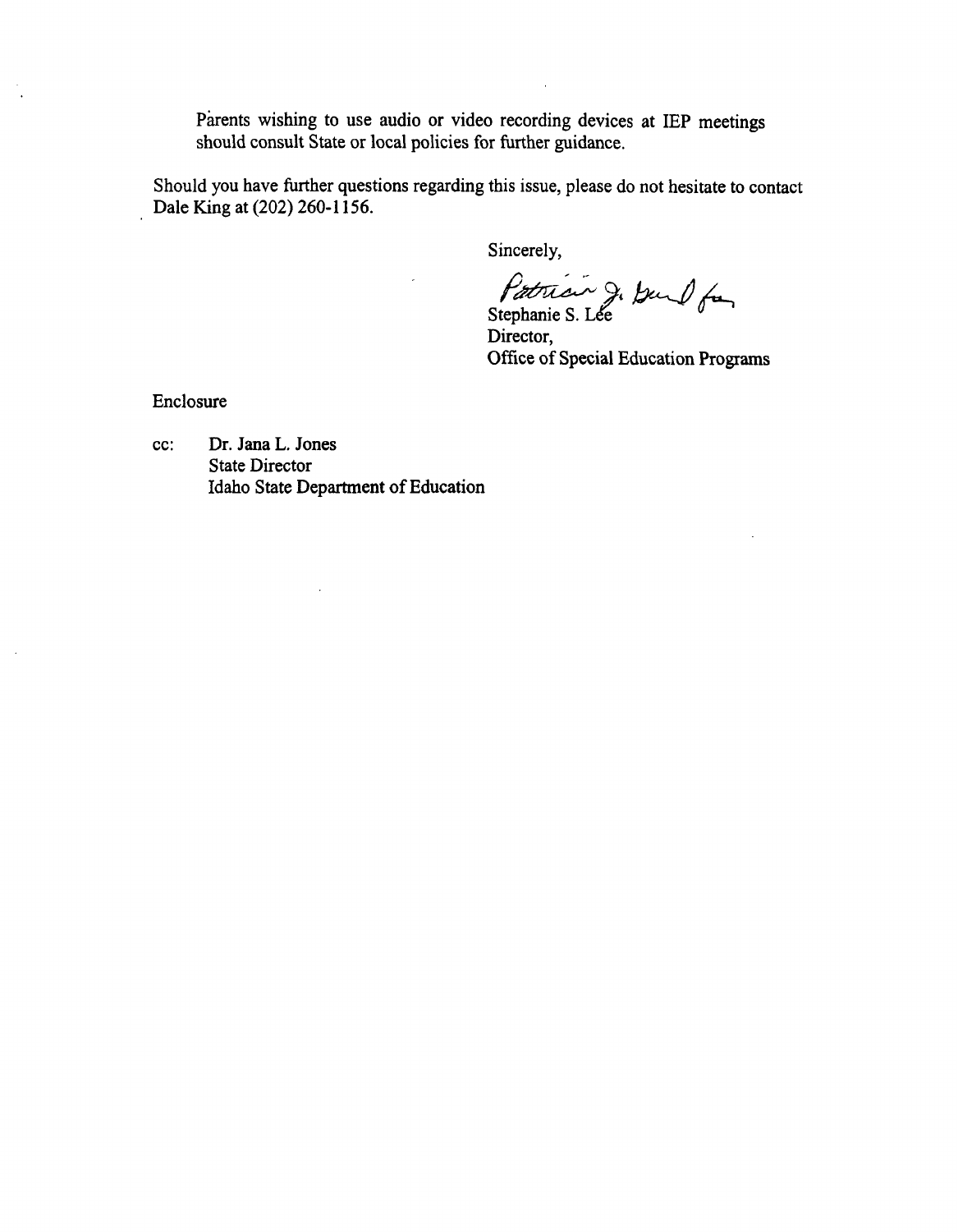Parents wishing to use audio or video recording devices at IEP meetings should consult State or local policies for further guidance.

Should you have further questions regarding this issue, please do not hesitate to contact Dale King at (202) 260-1156.

Sincerely,

Patricia J. Guard for
Stephanie S. Lee
Director,
Office of Special Education Programs

Enclosure

cc: Dr. Jana L. Jones
State Director
Idaho State Department of Education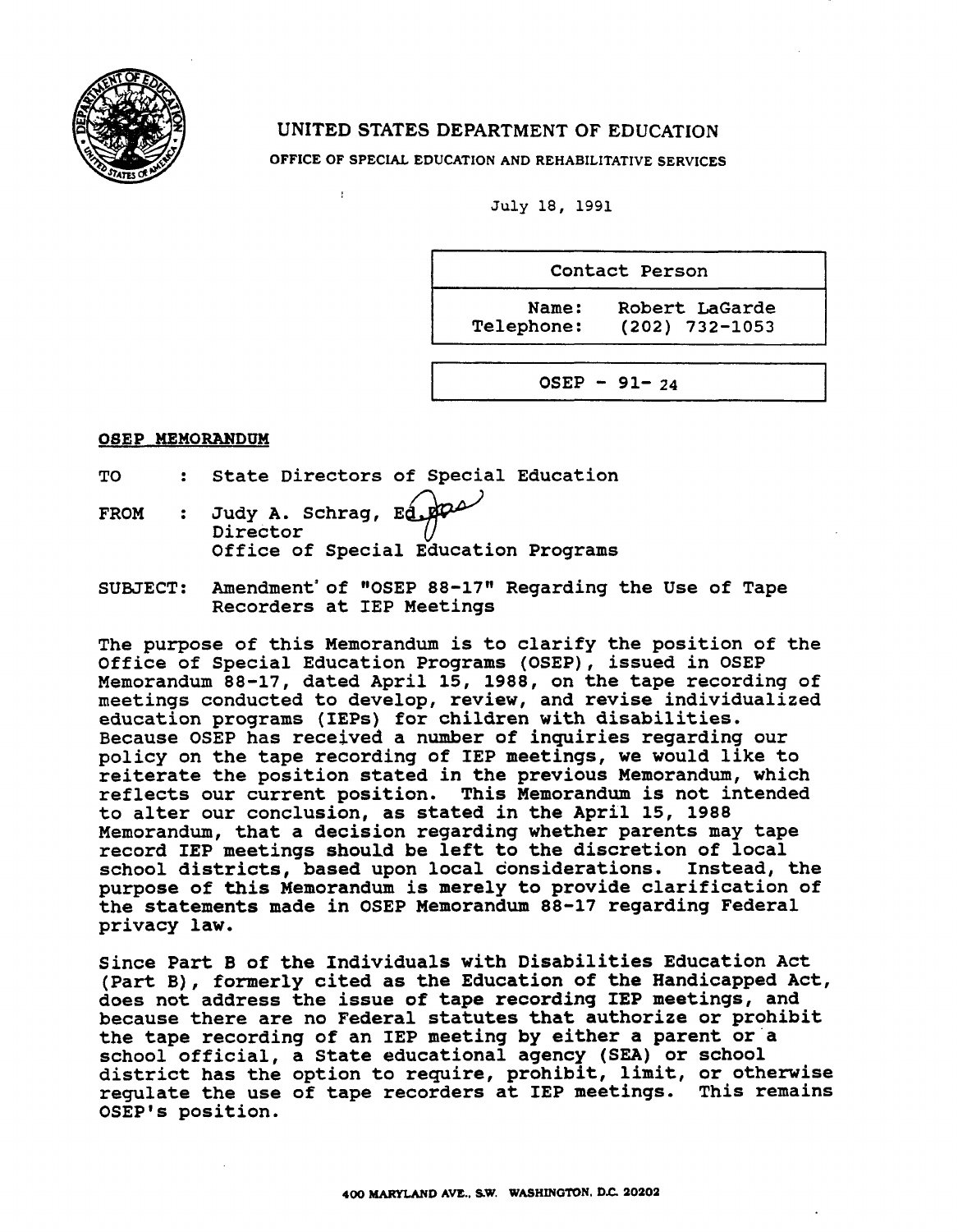UNITED STATES DEPARTMENT OF EDUCATION

OFFICE OF SPECIAL EDUCATION AND REHABILITATIVE SERVICES

July 18, 1991

| Contact Person | |
|---|---|
| Name: | Robert LaGarde |
| Telephone: | (202) 732-1053 |

OSEP - 91- 24

**OSEP MEMORANDUM**

TO : State Directors of Special Education

FROM : Judy A. Schrag, Ed.D.
Director
Office of Special Education Programs

SUBJECT: Amendment of "OSEP 88-17" Regarding the Use of Tape Recorders at IEP Meetings

The purpose of this Memorandum is to clarify the position of the Office of Special Education Programs (OSEP), issued in OSEP Memorandum 88-17, dated April 15, 1988, on the tape recording of meetings conducted to develop, review, and revise individualized education programs (IEPs) for children with disabilities. Because OSEP has received a number of inquiries regarding our policy on the tape recording of IEP meetings, we would like to reiterate the position stated in the previous Memorandum, which reflects our current position. This Memorandum is not intended to alter our conclusion, as stated in the April 15, 1988 Memorandum, that a decision regarding whether parents may tape record IEP meetings should be left to the discretion of local school districts, based upon local considerations. Instead, the purpose of this Memorandum is merely to provide clarification of the statements made in OSEP Memorandum 88-17 regarding Federal privacy law.

Since Part B of the Individuals with Disabilities Education Act (Part B), formerly cited as the Education of the Handicapped Act, does not address the issue of tape recording IEP meetings, and because there are no Federal statutes that authorize or prohibit the tape recording of an IEP meeting by either a parent or a school official, a State educational agency (SEA) or school district has the option to require, prohibit, limit, or otherwise regulate the use of tape recorders at IEP meetings. This remains OSEP's position.

400 MARYLAND AVE., S.W. WASHINGTON, D.C. 20202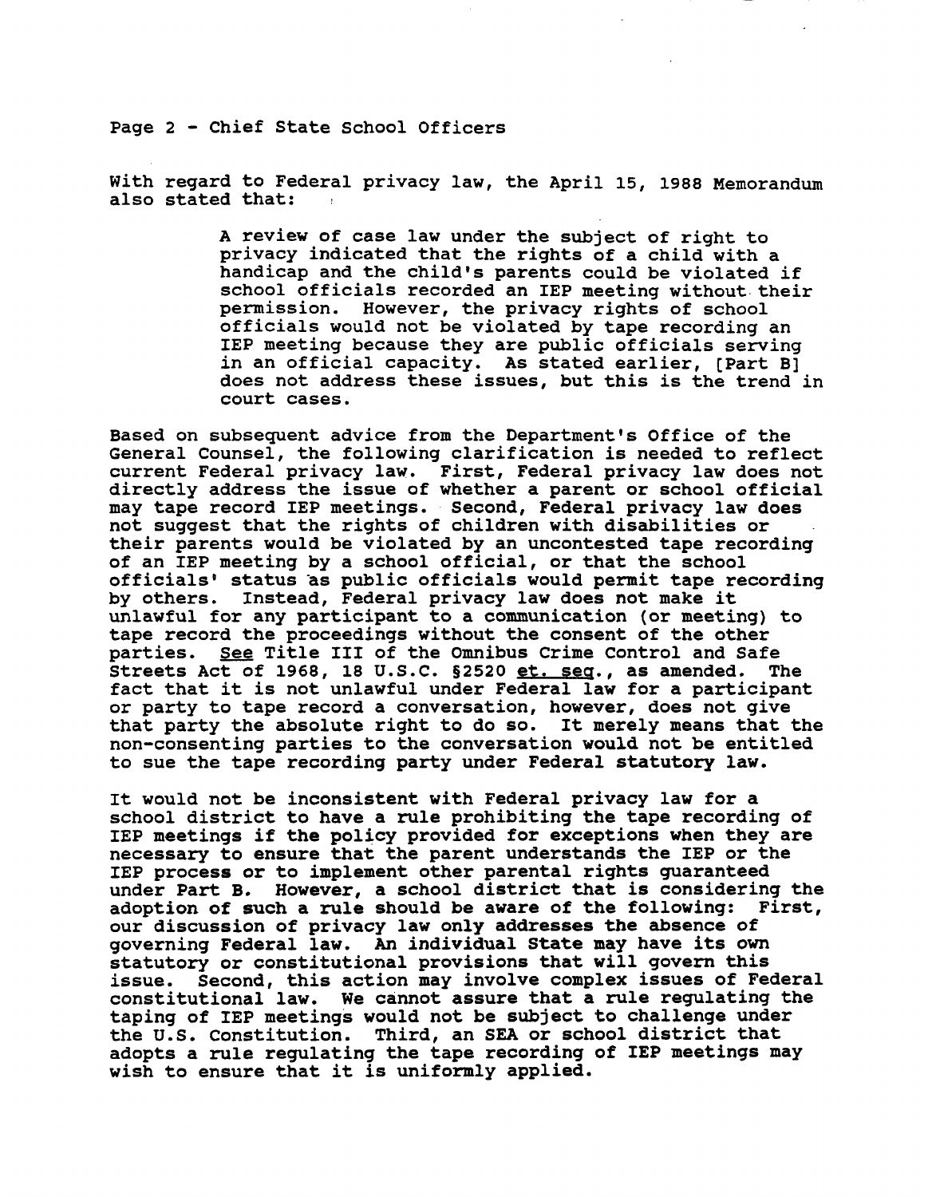With regard to Federal privacy law, the April 15, 1988 Memorandum also stated that:

> A review of case law under the subject of right to privacy indicated that the rights of a child with a handicap and the child's parents could be violated if school officials recorded an IEP meeting without their permission. However, the privacy rights of school officials would not be violated by tape recording an IEP meeting because they are public officials serving in an official capacity. As stated earlier, [Part B] does not address these issues, but this is the trend in court cases.

Based on subsequent advice from the Department's Office of the General Counsel, the following clarification is needed to reflect current Federal privacy law. First, Federal privacy law does not directly address the issue of whether a parent or school official may tape record IEP meetings. Second, Federal privacy law does not suggest that the rights of children with disabilities or their parents would be violated by an uncontested tape recording of an IEP meeting by a school official, or that the school officials' status as public officials would permit tape recording by others. Instead, Federal privacy law does not make it unlawful for any participant to a communication (or meeting) to tape record the proceedings without the consent of the other parties. See Title III of the Omnibus Crime Control and Safe Streets Act of 1968, 18 U.S.C. §2520 et. seq., as amended. The fact that it is not unlawful under Federal law for a participant or party to tape record a conversation, however, does not give that party the absolute right to do so. It merely means that the non-consenting parties to the conversation would not be entitled to sue the tape recording party under Federal statutory law.

It would not be inconsistent with Federal privacy law for a school district to have a rule prohibiting the tape recording of IEP meetings if the policy provided for exceptions when they are necessary to ensure that the parent understands the IEP or the IEP process or to implement other parental rights guaranteed under Part B. However, a school district that is considering the adoption of such a rule should be aware of the following: First, our discussion of privacy law only addresses the absence of governing Federal law. An individual State may have its own statutory or constitutional provisions that will govern this issue. Second, this action may involve complex issues of Federal constitutional law. We cannot assure that a rule regulating the taping of IEP meetings would not be subject to challenge under the U.S. Constitution. Third, an SEA or school district that adopts a rule regulating the tape recording of IEP meetings may wish to ensure that it is uniformly applied.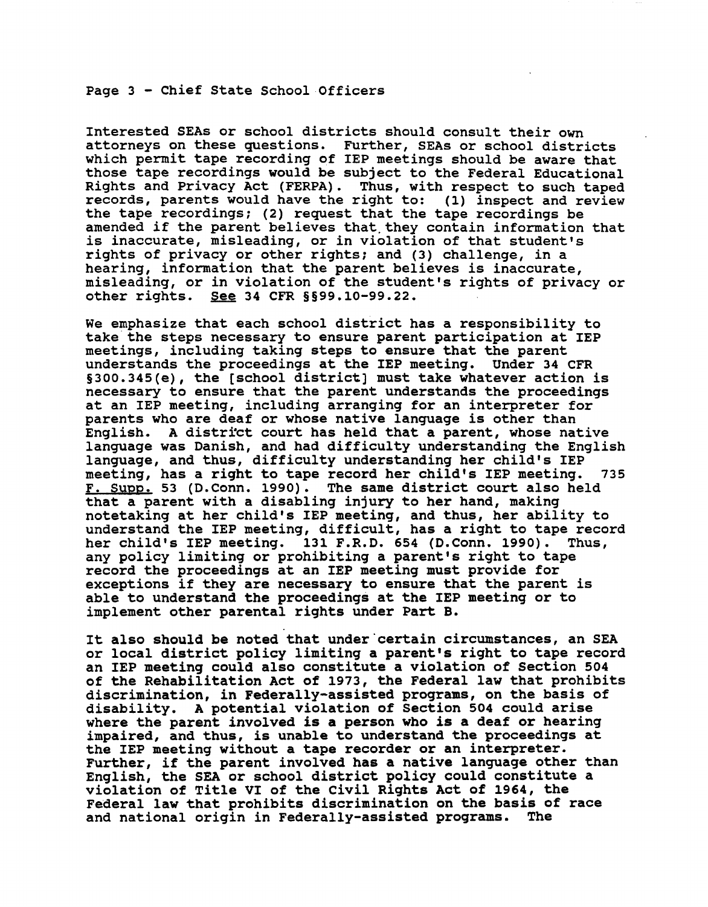Interested SEAs or school districts should consult their own attorneys on these questions. Further, SEAs or school districts which permit tape recording of IEP meetings should be aware that those tape recordings would be subject to the Federal Educational Rights and Privacy Act (FERPA). Thus, with respect to such taped records, parents would have the right to: (1) inspect and review the tape recordings; (2) request that the tape recordings be amended if the parent believes that they contain information that is inaccurate, misleading, or in violation of that student's rights of privacy or other rights; and (3) challenge, in a hearing, information that the parent believes is inaccurate, misleading, or in violation of the student's rights of privacy or other rights. See 34 CFR §§99.10-99.22.

We emphasize that each school district has a responsibility to take the steps necessary to ensure parent participation at IEP meetings, including taking steps to ensure that the parent understands the proceedings at the IEP meeting. Under 34 CFR §300.345(e), the [school district] must take whatever action is necessary to ensure that the parent understands the proceedings at an IEP meeting, including arranging for an interpreter for parents who are deaf or whose native language is other than English. A district court has held that a parent, whose native language was Danish, and had difficulty understanding the English language, and thus, difficulty understanding her child's IEP meeting, has a right to tape record her child's IEP meeting. 735 F. Supp. 53 (D.Conn. 1990). The same district court also held that a parent with a disabling injury to her hand, making notetaking at her child's IEP meeting, and thus, her ability to understand the IEP meeting, difficult, has a right to tape record her child's IEP meeting. 131 F.R.D. 654 (D.Conn. 1990). Thus, any policy limiting or prohibiting a parent's right to tape record the proceedings at an IEP meeting must provide for exceptions if they are necessary to ensure that the parent is able to understand the proceedings at the IEP meeting or to implement other parental rights under Part B.

It also should be noted that under certain circumstances, an SEA or local district policy limiting a parent's right to tape record an IEP meeting could also constitute a violation of Section 504 of the Rehabilitation Act of 1973, the Federal law that prohibits discrimination, in Federally-assisted programs, on the basis of disability. A potential violation of Section 504 could arise where the parent involved is a person who is a deaf or hearing impaired, and thus, is unable to understand the proceedings at the IEP meeting without a tape recorder or an interpreter. Further, if the parent involved has a native language other than English, the SEA or school district policy could constitute a violation of Title VI of the Civil Rights Act of 1964, the Federal law that prohibits discrimination on the basis of race and national origin in Federally-assisted programs. The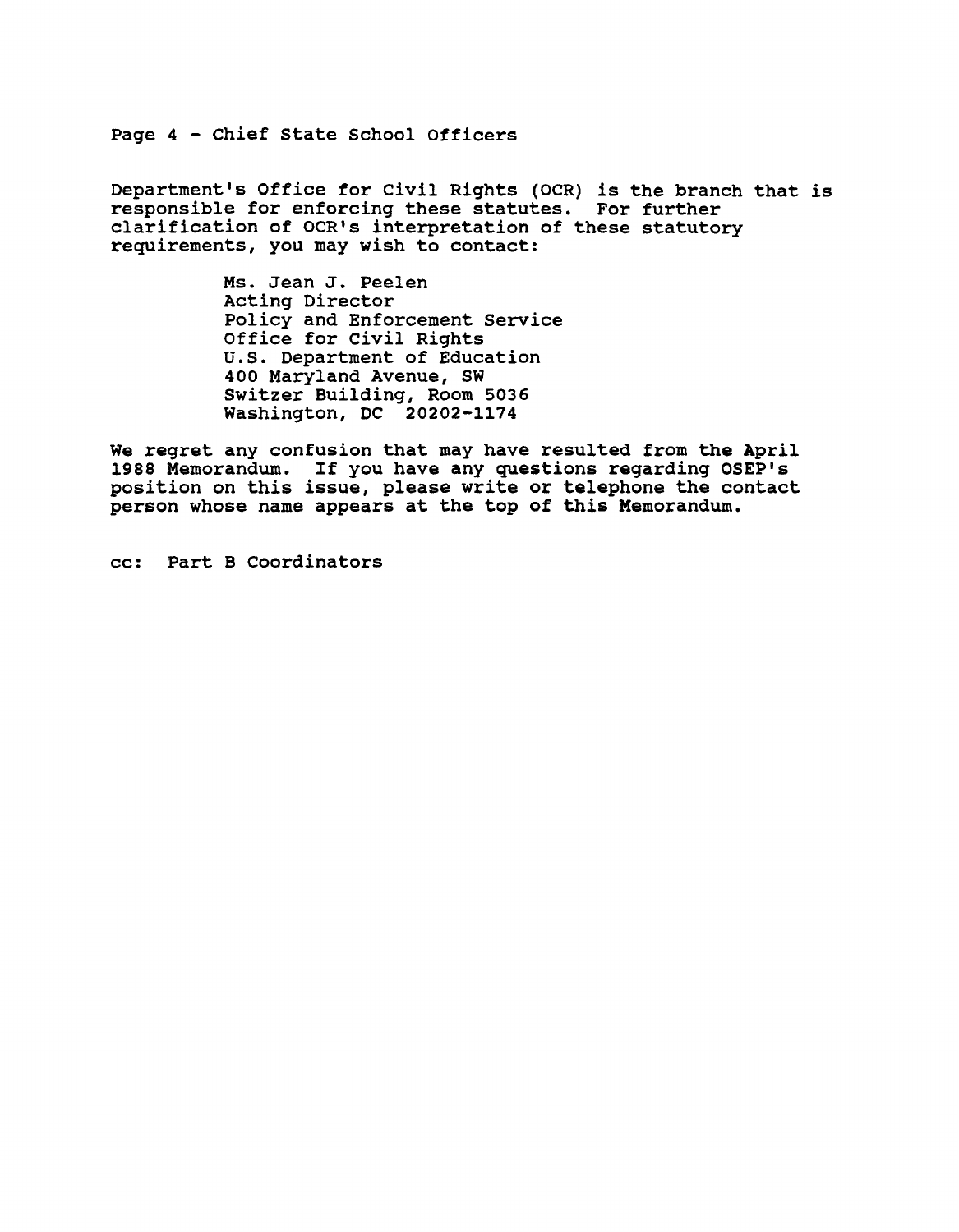Department's Office for Civil Rights (OCR) is the branch that is responsible for enforcing these statutes. For further clarification of OCR's interpretation of these statutory requirements, you may wish to contact:

Ms. Jean J. Peelen  
Acting Director  
Policy and Enforcement Service  
Office for Civil Rights  
U.S. Department of Education  
400 Maryland Avenue, SW  
Switzer Building, Room 5036  
Washington, DC 20202-1174

We regret any confusion that may have resulted from the April 1988 Memorandum. If you have any questions regarding OSEP's position on this issue, please write or telephone the contact person whose name appears at the top of this Memorandum.

cc: Part B Coordinators